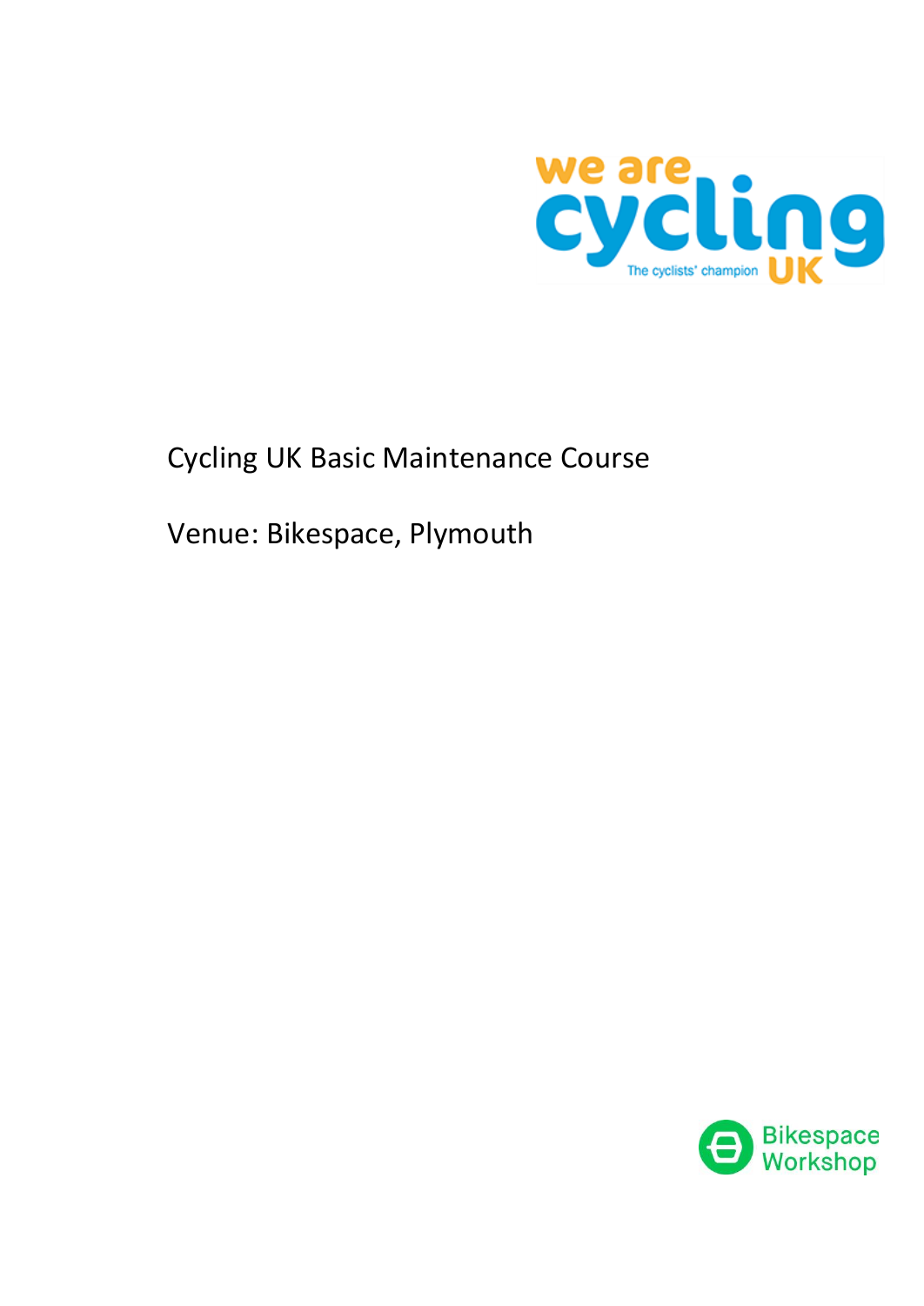Cycling UK Basic Maintenance Course

Venue: Bikespace, Plymouth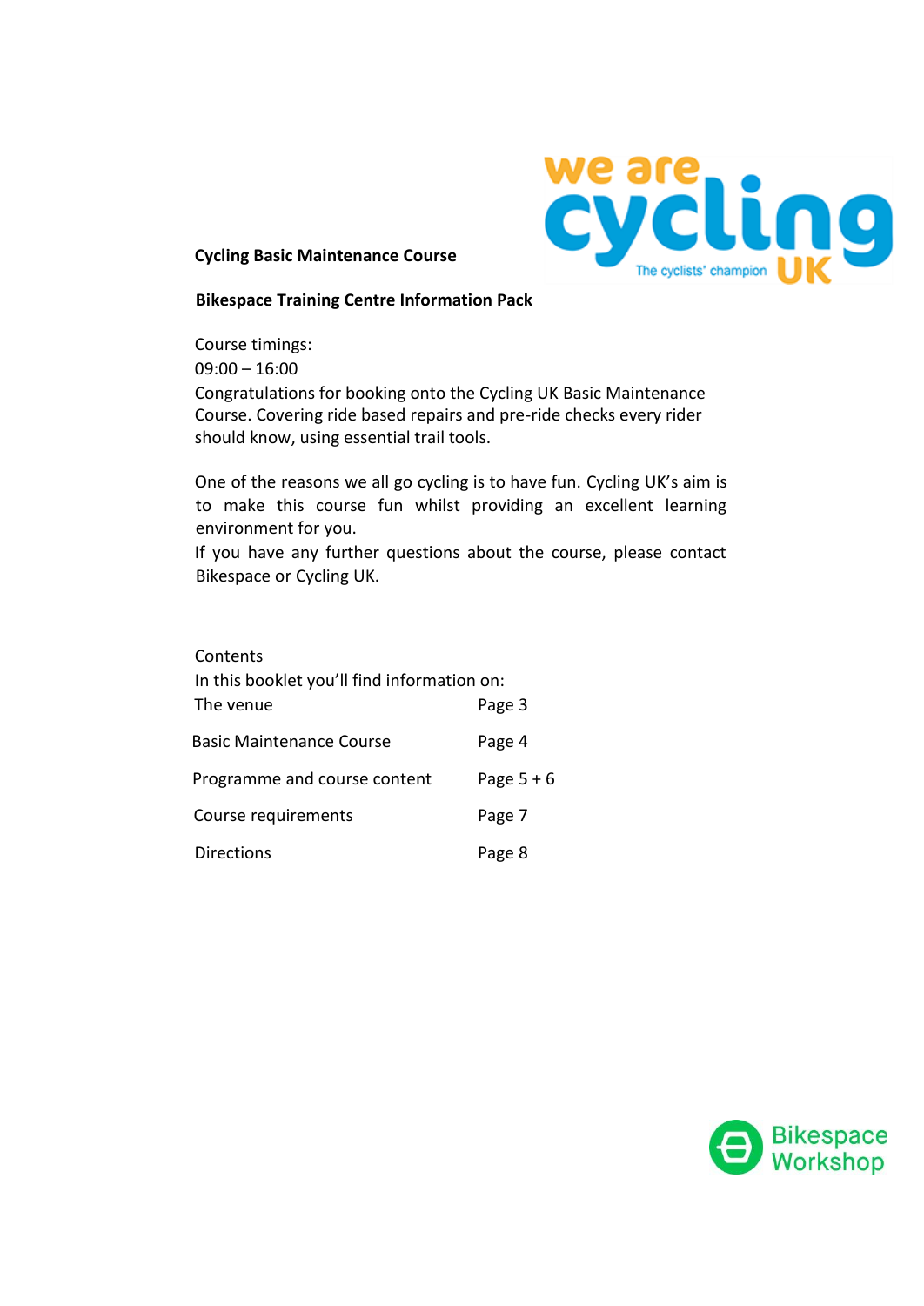**Cycling Basic Maintenance Course**

**Bikespace Training Centre Information Pack**

Course timings:
09:00 – 16:00

Congratulations for booking onto the Cycling UK Basic Maintenance Course. Covering ride based repairs and pre-ride checks every rider should know, using essential trail tools.

One of the reasons we all go cycling is to have fun. Cycling UK's aim is to make this course fun whilst providing an excellent learning environment for you.

If you have any further questions about the course, please contact Bikespace or Cycling UK.

Contents

In this booklet you'll find information on:

| | |
|---|---|
| The venue | Page 3 |
| Basic Maintenance Course | Page 4 |
| Programme and course content | Page 5 + 6 |
| Course requirements | Page 7 |
| Directions | Page 8 |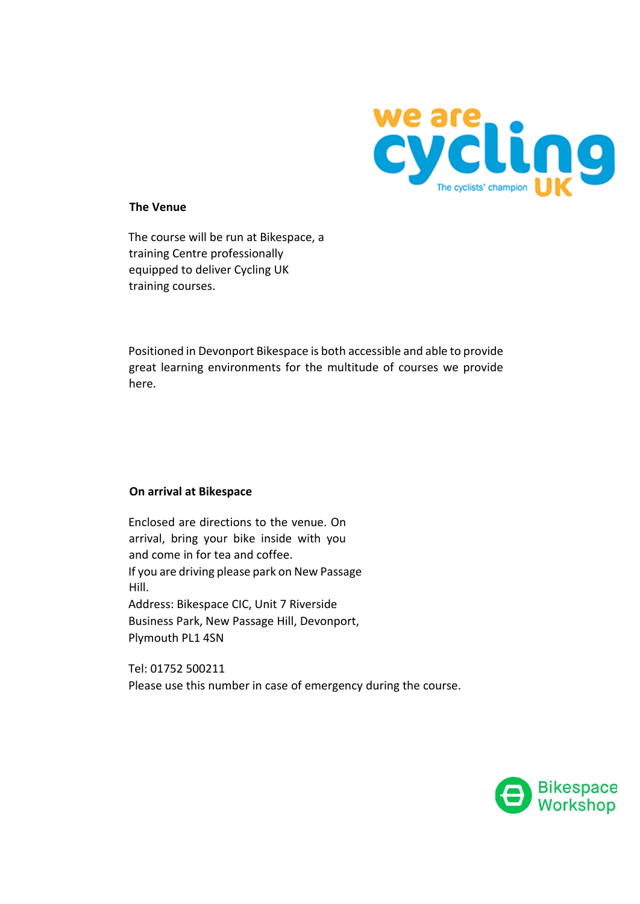## The Venue

The course will be run at Bikespace, a training Centre professionally equipped to deliver Cycling UK training courses.

Positioned in Devonport Bikespace is both accessible and able to provide great learning environments for the multitude of courses we provide here.

## On arrival at Bikespace

Enclosed are directions to the venue. On arrival, bring your bike inside with you and come in for tea and coffee.
If you are driving please park on New Passage Hill.
Address: Bikespace CIC, Unit 7 Riverside Business Park, New Passage Hill, Devonport, Plymouth PL1 4SN

Tel: 01752 500211
Please use this number in case of emergency during the course.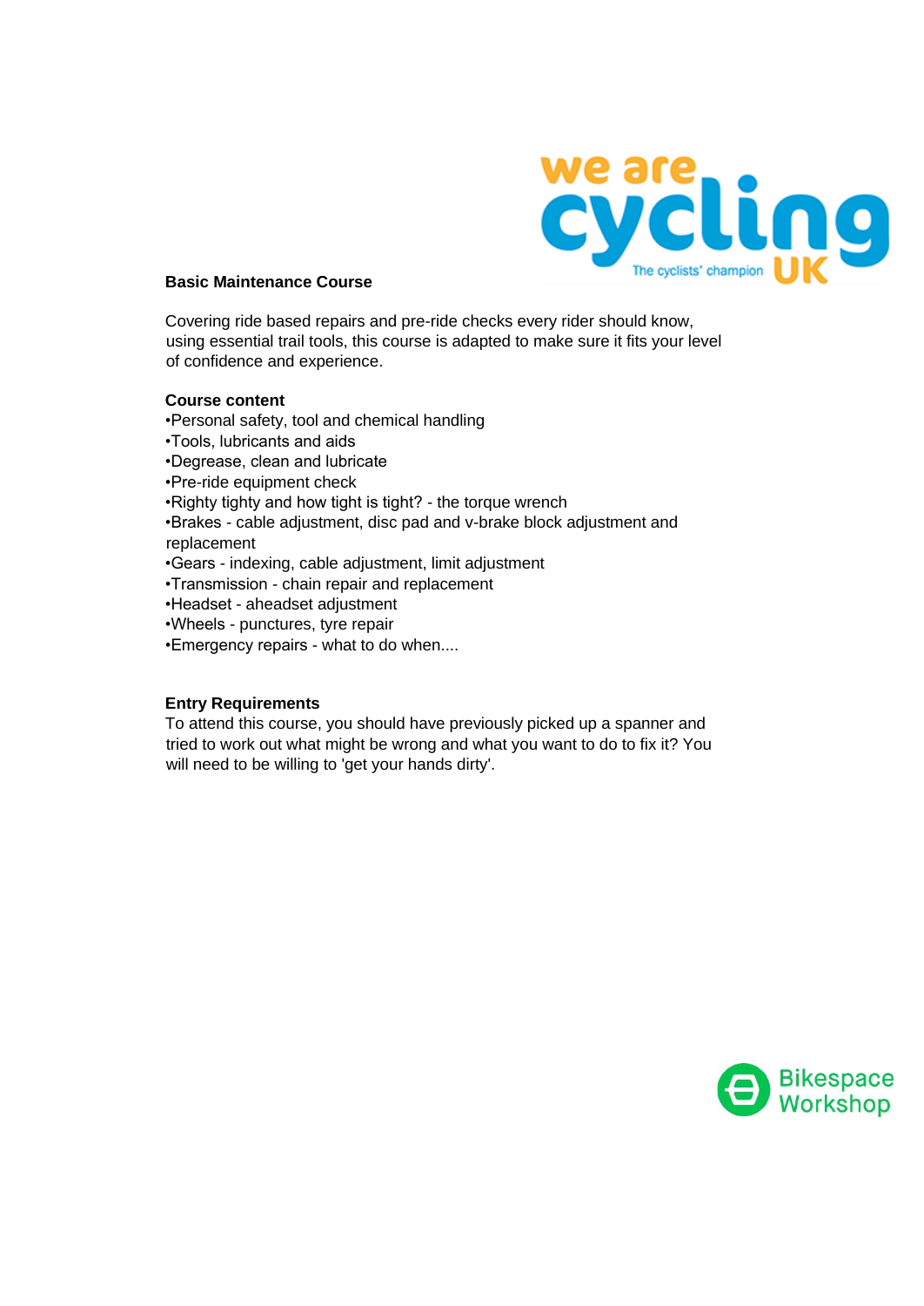## Basic Maintenance Course

Covering ride based repairs and pre-ride checks every rider should know, using essential trail tools, this course is adapted to make sure it fits your level of confidence and experience.

### Course content

- Personal safety, tool and chemical handling
- Tools, lubricants and aids
- Degrease, clean and lubricate
- Pre-ride equipment check
- Righty tighty and how tight is tight? - the torque wrench
- Brakes - cable adjustment, disc pad and v-brake block adjustment and replacement
- Gears - indexing, cable adjustment, limit adjustment
- Transmission - chain repair and replacement
- Headset - aheadset adjustment
- Wheels - punctures, tyre repair
- Emergency repairs - what to do when....

### Entry Requirements

To attend this course, you should have previously picked up a spanner and tried to work out what might be wrong and what you want to do to fix it? You will need to be willing to 'get your hands dirty'.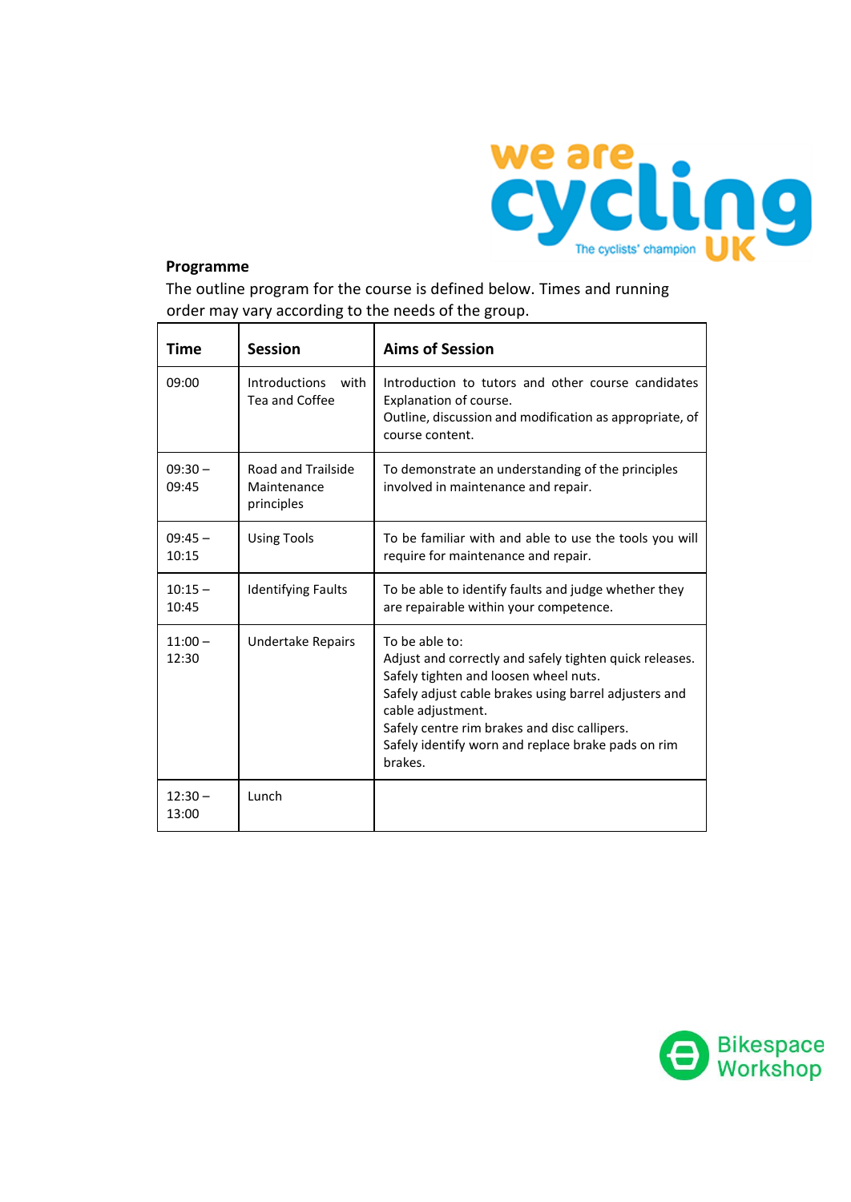**Programme**

The outline program for the course is defined below. Times and running order may vary according to the needs of the group.

| Time | Session | Aims of Session |
|---|---|---|
| 09:00 | Introductions with Tea and Coffee | Introduction to tutors and other course candidates<br>Explanation of course.<br>Outline, discussion and modification as appropriate, of course content. |
| 09:30 – 09:45 | Road and Trailside Maintenance principles | To demonstrate an understanding of the principles involved in maintenance and repair. |
| 09:45 – 10:15 | Using Tools | To be familiar with and able to use the tools you will require for maintenance and repair. |
| 10:15 – 10:45 | Identifying Faults | To be able to identify faults and judge whether they are repairable within your competence. |
| 11:00 – 12:30 | Undertake Repairs | To be able to:<br>Adjust and correctly and safely tighten quick releases.<br>Safely tighten and loosen wheel nuts.<br>Safely adjust cable brakes using barrel adjusters and cable adjustment.<br>Safely centre rim brakes and disc callipers.<br>Safely identify worn and replace brake pads on rim brakes. |
| 12:30 – 13:00 | Lunch | |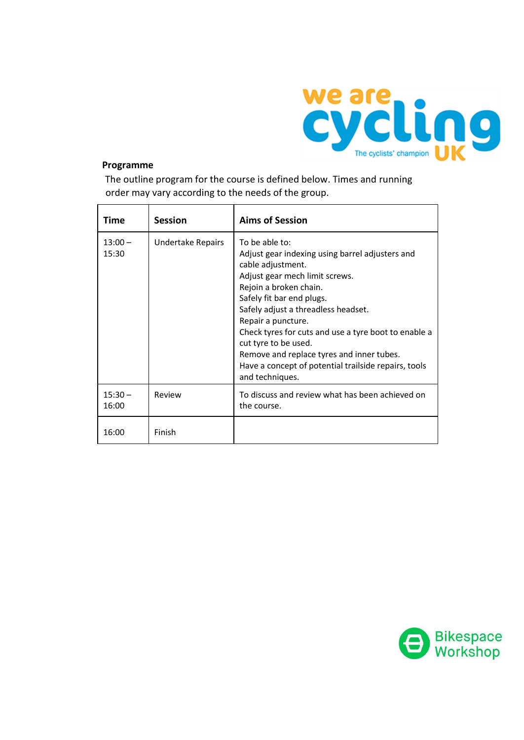**Programme**

The outline program for the course is defined below. Times and running order may vary according to the needs of the group.

| Time | Session | Aims of Session |
|---|---|---|
| 13:00 – 15:30 | Undertake Repairs | To be able to:<br>Adjust gear indexing using barrel adjusters and cable adjustment.<br>Adjust gear mech limit screws.<br>Rejoin a broken chain.<br>Safely fit bar end plugs.<br>Safely adjust a threadless headset.<br>Repair a puncture.<br>Check tyres for cuts and use a tyre boot to enable a cut tyre to be used.<br>Remove and replace tyres and inner tubes.<br>Have a concept of potential trailside repairs, tools and techniques. |
| 15:30 – 16:00 | Review | To discuss and review what has been achieved on the course. |
| 16:00 | Finish | |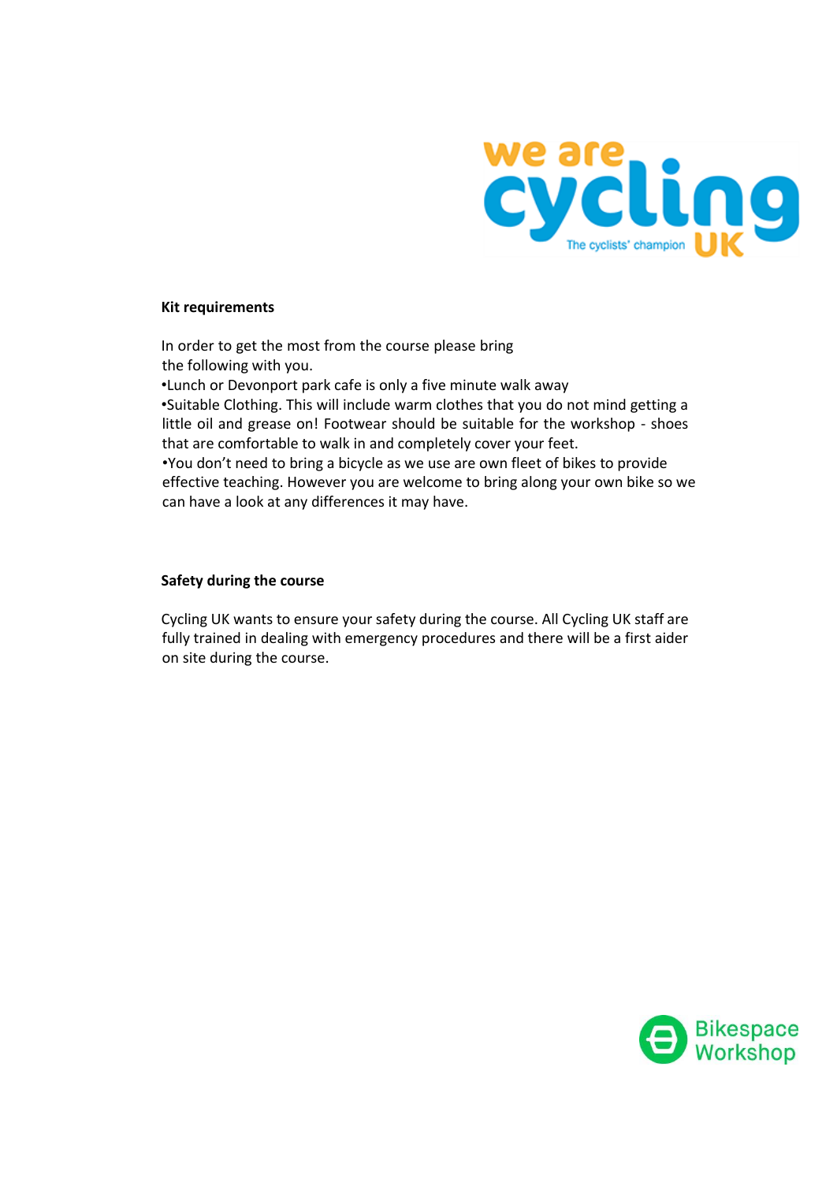**Kit requirements**

In order to get the most from the course please bring the following with you.

- Lunch or Devonport park cafe is only a five minute walk away
- Suitable Clothing. This will include warm clothes that you do not mind getting a little oil and grease on! Footwear should be suitable for the workshop - shoes that are comfortable to walk in and completely cover your feet.
- You don't need to bring a bicycle as we use are own fleet of bikes to provide effective teaching. However you are welcome to bring along your own bike so we can have a look at any differences it may have.

**Safety during the course**

Cycling UK wants to ensure your safety during the course. All Cycling UK staff are fully trained in dealing with emergency procedures and there will be a first aider on site during the course.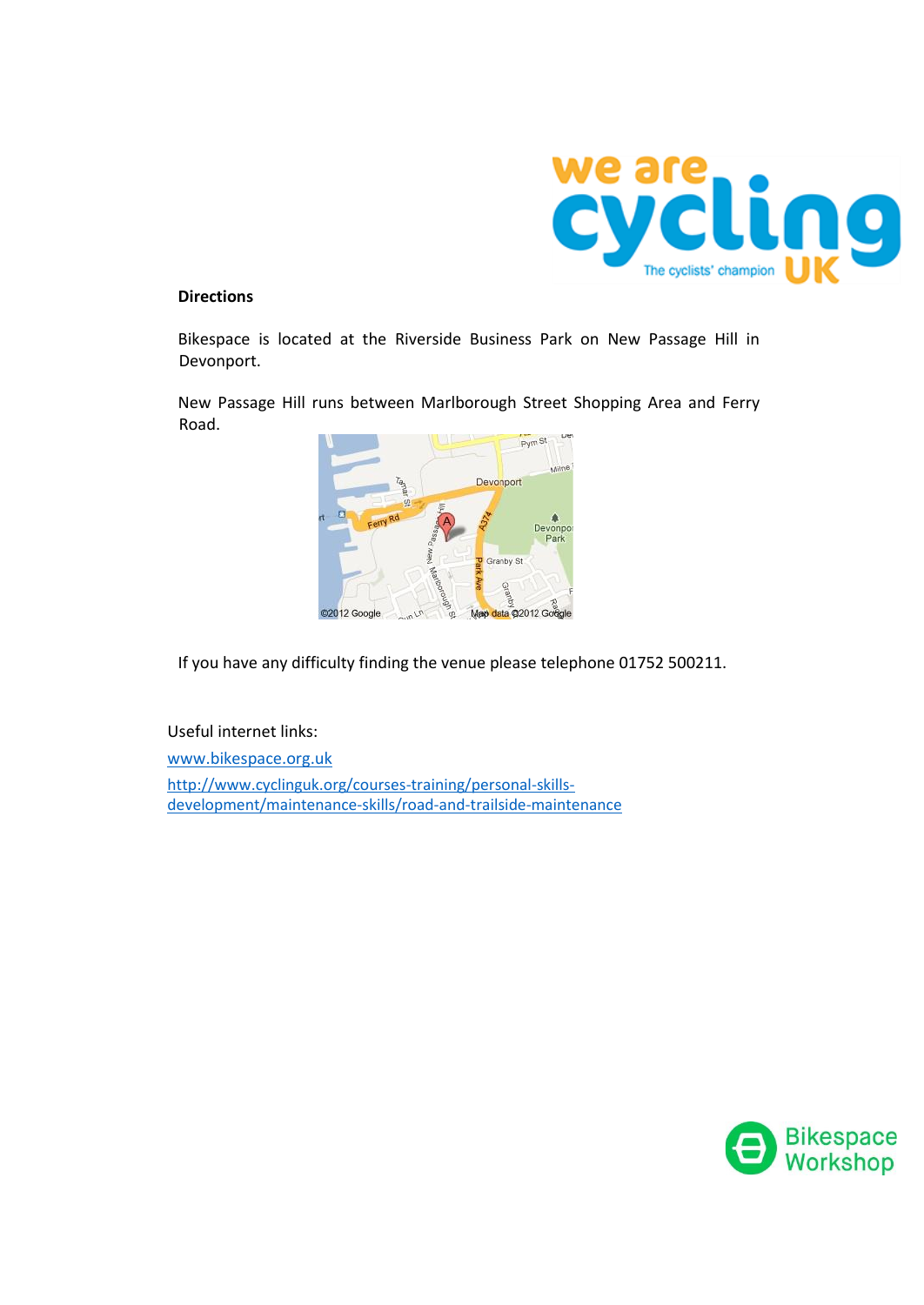**Directions**

Bikespace is located at the Riverside Business Park on New Passage Hill in Devonport.

New Passage Hill runs between Marlborough Street Shopping Area and Ferry Road.

If you have any difficulty finding the venue please telephone 01752 500211.

Useful internet links:

[www.bikespace.org.uk](http://www.bikespace.org.uk)

[http://www.cyclinguk.org/courses-training/personal-skills-development/maintenance-skills/road-and-trailside-maintenance](http://www.cyclinguk.org/courses-training/personal-skills-development/maintenance-skills/road-and-trailside-maintenance)